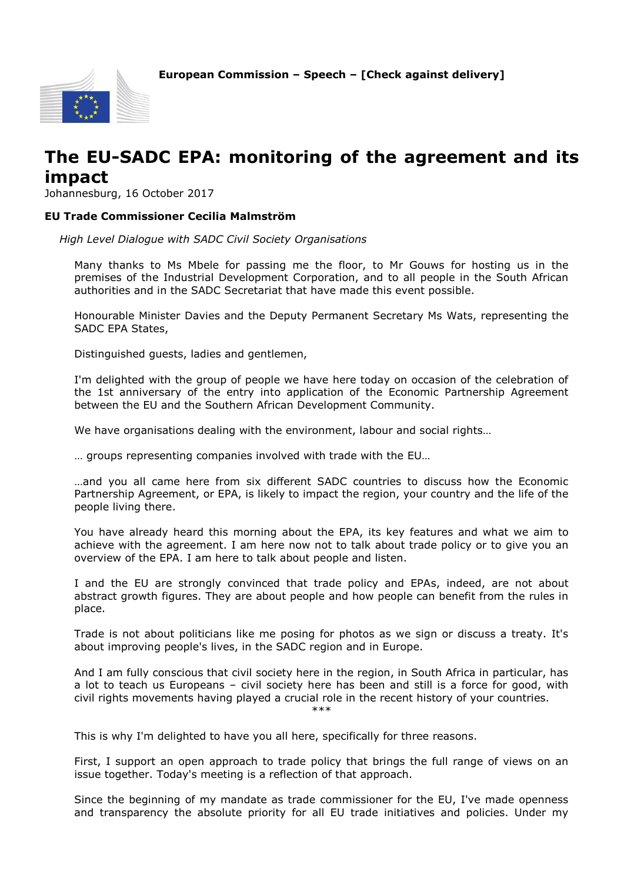**European Commission – Speech – [Check against delivery]**

# The EU-SADC EPA: monitoring of the agreement and its impact

Johannesburg, 16 October 2017

**EU Trade Commissioner Cecilia Malmström**

*High Level Dialogue with SADC Civil Society Organisations*

Many thanks to Ms Mbele for passing me the floor, to Mr Gouws for hosting us in the premises of the Industrial Development Corporation, and to all people in the South African authorities and in the SADC Secretariat that have made this event possible.

Honourable Minister Davies and the Deputy Permanent Secretary Ms Wats, representing the SADC EPA States,

Distinguished guests, ladies and gentlemen,

I'm delighted with the group of people we have here today on occasion of the celebration of the 1st anniversary of the entry into application of the Economic Partnership Agreement between the EU and the Southern African Development Community.

We have organisations dealing with the environment, labour and social rights…

… groups representing companies involved with trade with the EU…

…and you all came here from six different SADC countries to discuss how the Economic Partnership Agreement, or EPA, is likely to impact the region, your country and the life of the people living there.

You have already heard this morning about the EPA, its key features and what we aim to achieve with the agreement. I am here now not to talk about trade policy or to give you an overview of the EPA. I am here to talk about people and listen.

I and the EU are strongly convinced that trade policy and EPAs, indeed, are not about abstract growth figures. They are about people and how people can benefit from the rules in place.

Trade is not about politicians like me posing for photos as we sign or discuss a treaty. It's about improving people's lives, in the SADC region and in Europe.

And I am fully conscious that civil society here in the region, in South Africa in particular, has a lot to teach us Europeans – civil society here has been and still is a force for good, with civil rights movements having played a crucial role in the recent history of your countries.

***

This is why I'm delighted to have you all here, specifically for three reasons.

First, I support an open approach to trade policy that brings the full range of views on an issue together. Today's meeting is a reflection of that approach.

Since the beginning of my mandate as trade commissioner for the EU, I've made openness and transparency the absolute priority for all EU trade initiatives and policies. Under my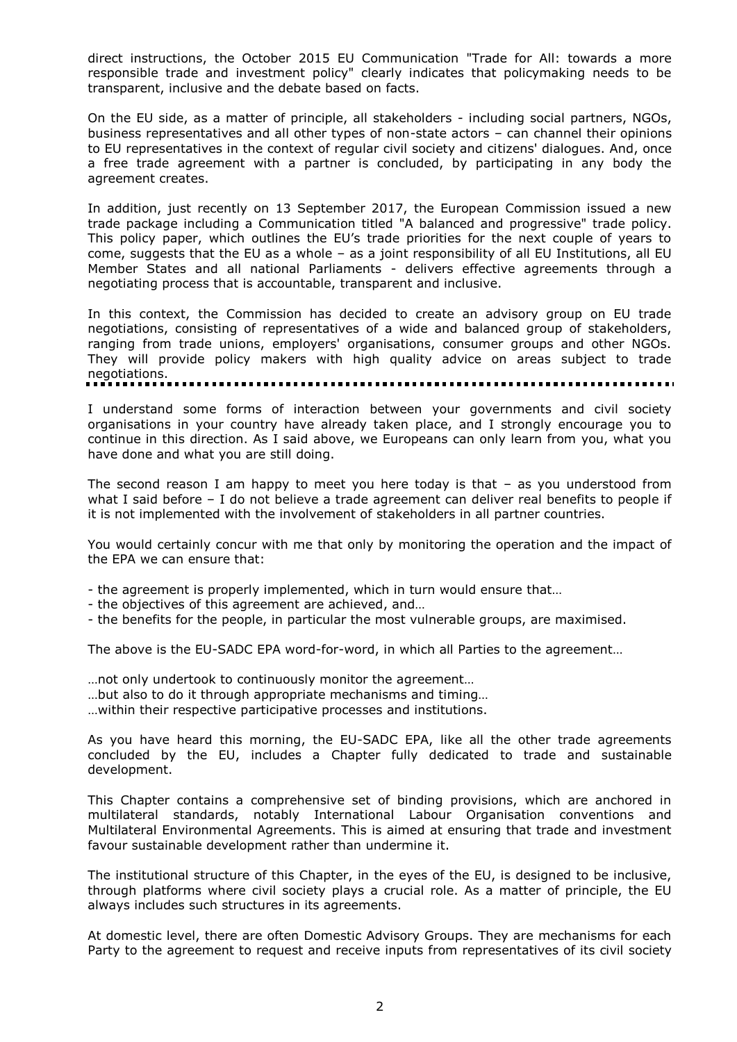direct instructions, the October 2015 EU Communication "Trade for All: towards a more responsible trade and investment policy" clearly indicates that policymaking needs to be transparent, inclusive and the debate based on facts.

On the EU side, as a matter of principle, all stakeholders - including social partners, NGOs, business representatives and all other types of non-state actors – can channel their opinions to EU representatives in the context of regular civil society and citizens' dialogues. And, once a free trade agreement with a partner is concluded, by participating in any body the agreement creates.

In addition, just recently on 13 September 2017, the European Commission issued a new trade package including a Communication titled "A balanced and progressive" trade policy. This policy paper, which outlines the EU's trade priorities for the next couple of years to come, suggests that the EU as a whole – as a joint responsibility of all EU Institutions, all EU Member States and all national Parliaments - delivers effective agreements through a negotiating process that is accountable, transparent and inclusive.

In this context, the Commission has decided to create an advisory group on EU trade negotiations, consisting of representatives of a wide and balanced group of stakeholders, ranging from trade unions, employers' organisations, consumer groups and other NGOs. They will provide policy makers with high quality advice on areas subject to trade negotiations.

---

I understand some forms of interaction between your governments and civil society organisations in your country have already taken place, and I strongly encourage you to continue in this direction. As I said above, we Europeans can only learn from you, what you have done and what you are still doing.

The second reason I am happy to meet you here today is that – as you understood from what I said before – I do not believe a trade agreement can deliver real benefits to people if it is not implemented with the involvement of stakeholders in all partner countries.

You would certainly concur with me that only by monitoring the operation and the impact of the EPA we can ensure that:

- the agreement is properly implemented, which in turn would ensure that…
- the objectives of this agreement are achieved, and…
- the benefits for the people, in particular the most vulnerable groups, are maximised.

The above is the EU-SADC EPA word-for-word, in which all Parties to the agreement…

…not only undertook to continuously monitor the agreement…
…but also to do it through appropriate mechanisms and timing…
…within their respective participative processes and institutions.

As you have heard this morning, the EU-SADC EPA, like all the other trade agreements concluded by the EU, includes a Chapter fully dedicated to trade and sustainable development.

This Chapter contains a comprehensive set of binding provisions, which are anchored in multilateral standards, notably International Labour Organisation conventions and Multilateral Environmental Agreements. This is aimed at ensuring that trade and investment favour sustainable development rather than undermine it.

The institutional structure of this Chapter, in the eyes of the EU, is designed to be inclusive, through platforms where civil society plays a crucial role. As a matter of principle, the EU always includes such structures in its agreements.

At domestic level, there are often Domestic Advisory Groups. They are mechanisms for each Party to the agreement to request and receive inputs from representatives of its civil society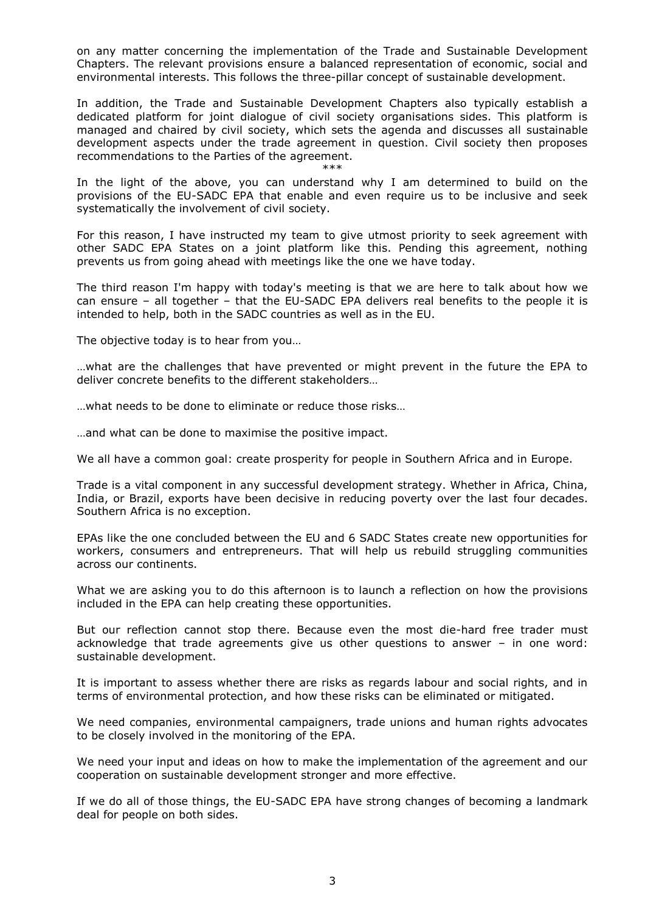on any matter concerning the implementation of the Trade and Sustainable Development Chapters. The relevant provisions ensure a balanced representation of economic, social and environmental interests. This follows the three-pillar concept of sustainable development.

In addition, the Trade and Sustainable Development Chapters also typically establish a dedicated platform for joint dialogue of civil society organisations sides. This platform is managed and chaired by civil society, which sets the agenda and discusses all sustainable development aspects under the trade agreement in question. Civil society then proposes recommendations to the Parties of the agreement.

\*\*\*

In the light of the above, you can understand why I am determined to build on the provisions of the EU-SADC EPA that enable and even require us to be inclusive and seek systematically the involvement of civil society.

For this reason, I have instructed my team to give utmost priority to seek agreement with other SADC EPA States on a joint platform like this. Pending this agreement, nothing prevents us from going ahead with meetings like the one we have today.

The third reason I'm happy with today's meeting is that we are here to talk about how we can ensure – all together – that the EU-SADC EPA delivers real benefits to the people it is intended to help, both in the SADC countries as well as in the EU.

The objective today is to hear from you…

…what are the challenges that have prevented or might prevent in the future the EPA to deliver concrete benefits to the different stakeholders…

…what needs to be done to eliminate or reduce those risks…

…and what can be done to maximise the positive impact.

We all have a common goal: create prosperity for people in Southern Africa and in Europe.

Trade is a vital component in any successful development strategy. Whether in Africa, China, India, or Brazil, exports have been decisive in reducing poverty over the last four decades. Southern Africa is no exception.

EPAs like the one concluded between the EU and 6 SADC States create new opportunities for workers, consumers and entrepreneurs. That will help us rebuild struggling communities across our continents.

What we are asking you to do this afternoon is to launch a reflection on how the provisions included in the EPA can help creating these opportunities.

But our reflection cannot stop there. Because even the most die-hard free trader must acknowledge that trade agreements give us other questions to answer – in one word: sustainable development.

It is important to assess whether there are risks as regards labour and social rights, and in terms of environmental protection, and how these risks can be eliminated or mitigated.

We need companies, environmental campaigners, trade unions and human rights advocates to be closely involved in the monitoring of the EPA.

We need your input and ideas on how to make the implementation of the agreement and our cooperation on sustainable development stronger and more effective.

If we do all of those things, the EU-SADC EPA have strong changes of becoming a landmark deal for people on both sides.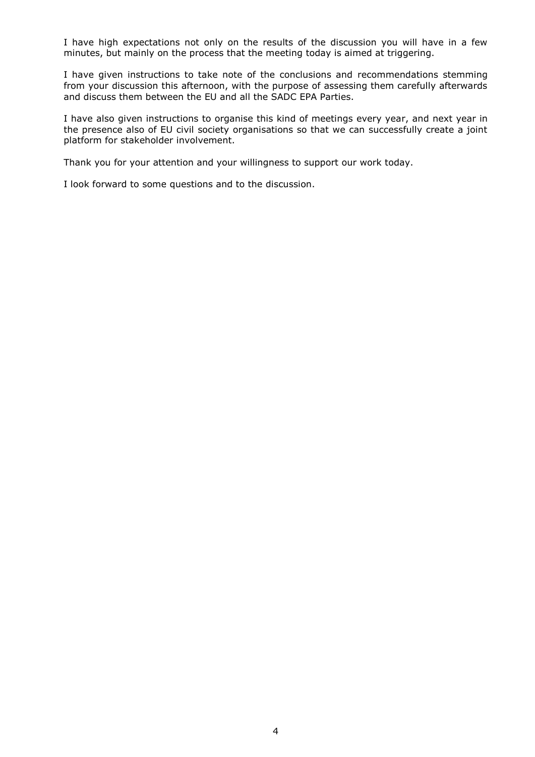I have high expectations not only on the results of the discussion you will have in a few minutes, but mainly on the process that the meeting today is aimed at triggering.

I have given instructions to take note of the conclusions and recommendations stemming from your discussion this afternoon, with the purpose of assessing them carefully afterwards and discuss them between the EU and all the SADC EPA Parties.

I have also given instructions to organise this kind of meetings every year, and next year in the presence also of EU civil society organisations so that we can successfully create a joint platform for stakeholder involvement.

Thank you for your attention and your willingness to support our work today.

I look forward to some questions and to the discussion.